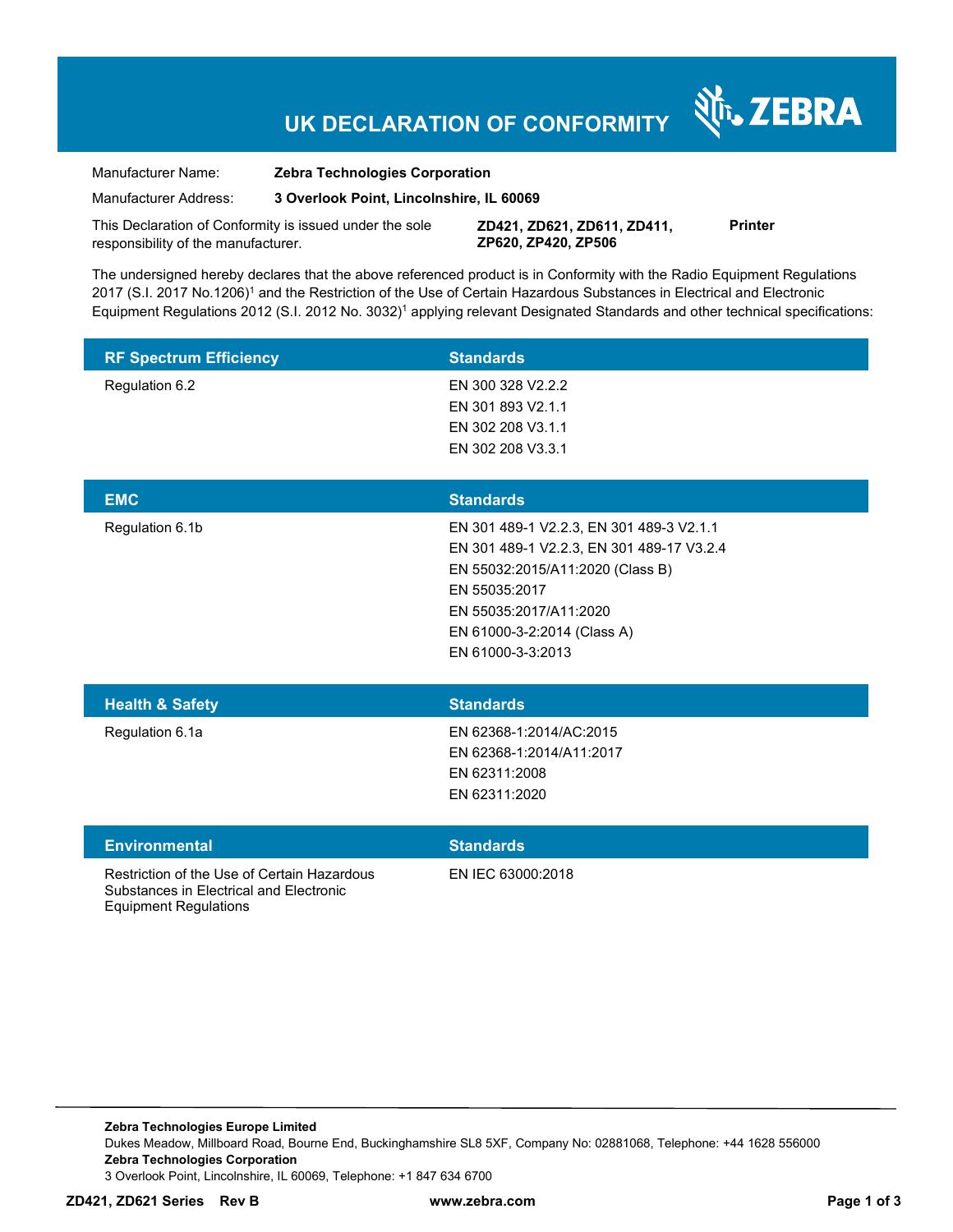# UK DECLARATION OF CONFORMITY

ZEBRA

| | | |
|---|---|---|
| Manufacturer Name: | **Zebra Technologies Corporation** | |
| Manufacturer Address: | **3 Overlook Point, Lincolnshire, IL 60069** | |
| This Declaration of Conformity is issued under the sole responsibility of the manufacturer. | **ZD421, ZD621, ZD611, ZD411, ZP620, ZP420, ZP506** | **Printer** |

The undersigned hereby declares that the above referenced product is in Conformity with the Radio Equipment Regulations 2017 (S.I. 2017 No.1206)[1] and the Restriction of the Use of Certain Hazardous Substances in Electrical and Electronic Equipment Regulations 2012 (S.I. 2012 No. 3032)[1] applying relevant Designated Standards and other technical specifications:

| RF Spectrum Efficiency | Standards |
|---|---|
| Regulation 6.2 | EN 300 328 V2.2.2<br>EN 301 893 V2.1.1<br>EN 302 208 V3.1.1<br>EN 302 208 V3.3.1 |

| EMC | Standards |
|---|---|
| Regulation 6.1b | EN 301 489-1 V2.2.3, EN 301 489-3 V2.1.1<br>EN 301 489-1 V2.2.3, EN 301 489-17 V3.2.4<br>EN 55032:2015/A11:2020 (Class B)<br>EN 55035:2017<br>EN 55035:2017/A11:2020<br>EN 61000-3-2:2014 (Class A)<br>EN 61000-3-3:2013 |

| Health & Safety | Standards |
|---|---|
| Regulation 6.1a | EN 62368-1:2014/AC:2015<br>EN 62368-1:2014/A11:2017<br>EN 62311:2008<br>EN 62311:2020 |

| Environmental | Standards |
|---|---|
| Restriction of the Use of Certain Hazardous Substances in Electrical and Electronic Equipment Regulations | EN IEC 63000:2018 |

**Zebra Technologies Europe Limited**
Dukes Meadow, Millboard Road, Bourne End, Buckinghamshire SL8 5XF, Company No: 02881068, Telephone: +44 1628 556000
**Zebra Technologies Corporation**
3 Overlook Point, Lincolnshire, IL 60069, Telephone: +1 847 634 6700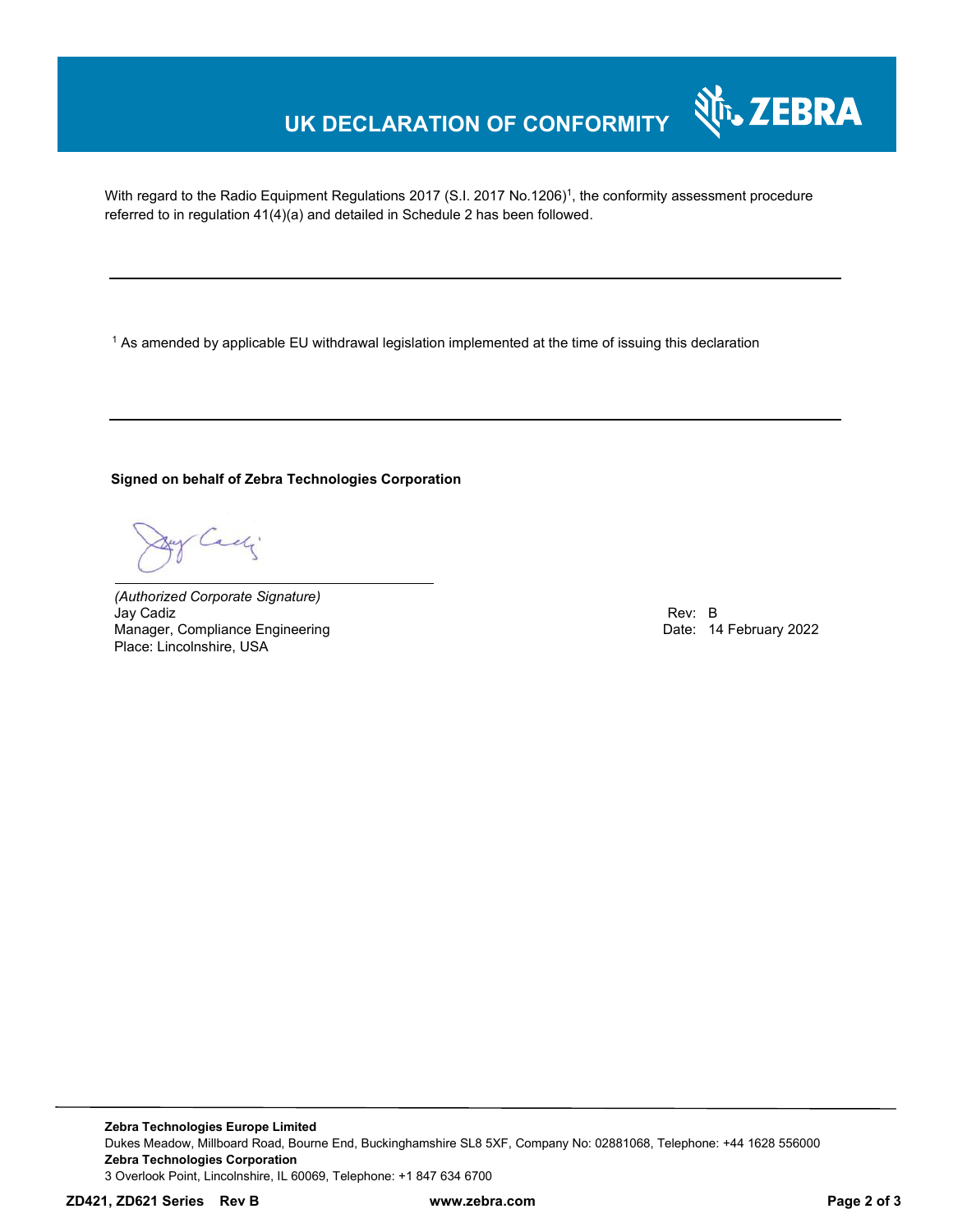# UK DECLARATION OF CONFORMITY

With regard to the Radio Equipment Regulations 2017 (S.I. 2017 No.1206)[1], the conformity assessment procedure referred to in regulation 41(4)(a) and detailed in Schedule 2 has been followed.

---

[1] As amended by applicable EU withdrawal legislation implemented at the time of issuing this declaration

---

**Signed on behalf of Zebra Technologies Corporation**

*(Authorized Corporate Signature)*
Jay Cadiz
Manager, Compliance Engineering
Place: Lincolnshire, USA

Rev: B
Date: 14 February 2022

**Zebra Technologies Europe Limited**
Dukes Meadow, Millboard Road, Bourne End, Buckinghamshire SL8 5XF, Company No: 02881068, Telephone: +44 1628 556000
**Zebra Technologies Corporation**
3 Overlook Point, Lincolnshire, IL 60069, Telephone: +1 847 634 6700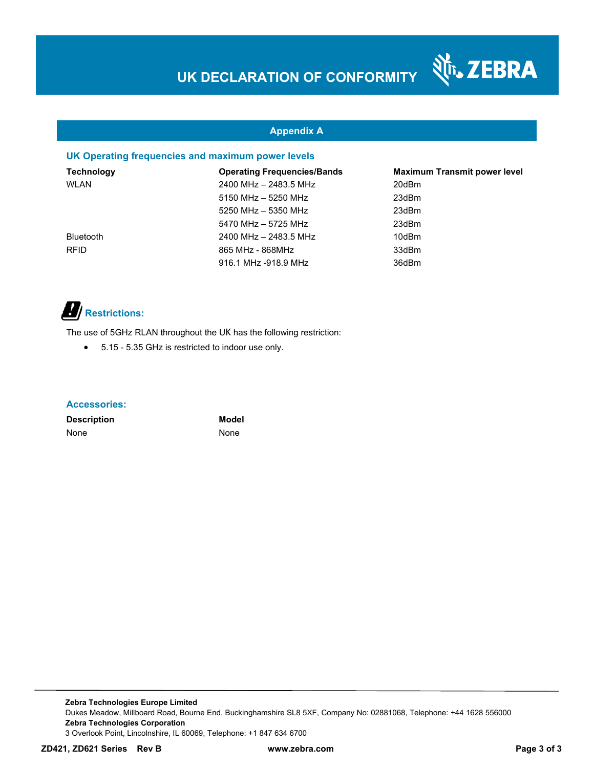# UK DECLARATION OF CONFORMITY

## Appendix A

### UK Operating frequencies and maximum power levels

| Technology | Operating Frequencies/Bands | Maximum Transmit power level |
|---|---|---|
| WLAN | 2400 MHz – 2483.5 MHz | 20dBm |
| | 5150 MHz – 5250 MHz | 23dBm |
| | 5250 MHz – 5350 MHz | 23dBm |
| | 5470 MHz – 5725 MHz | 23dBm |
| Bluetooth | 2400 MHz – 2483.5 MHz | 10dBm |
| RFID | 865 MHz - 868MHz | 33dBm |
| | 916.1 MHz -918.9 MHz | 36dBm |

### Restrictions:

The use of 5GHz RLAN throughout the UK has the following restriction:

- 5.15 - 5.35 GHz is restricted to indoor use only.

### Accessories:

| Description | Model |
|---|---|
| None | None |

**Zebra Technologies Europe Limited**
Dukes Meadow, Millboard Road, Bourne End, Buckinghamshire SL8 5XF, Company No: 02881068, Telephone: +44 1628 556000
**Zebra Technologies Corporation**
3 Overlook Point, Lincolnshire, IL 60069, Telephone: +1 847 634 6700